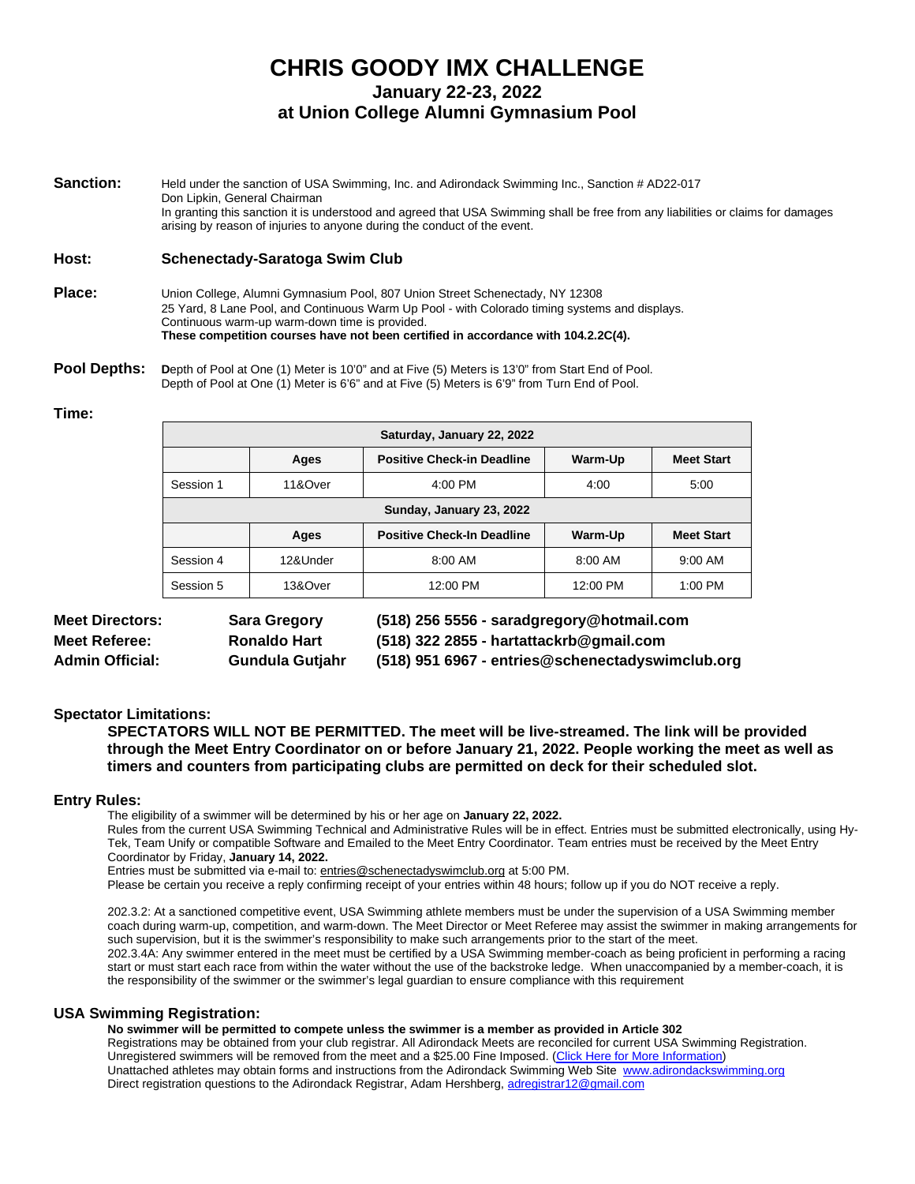# CHRIS GOODY IMX CHALLENGE

## January 22-23, 2022

## at Union College Alumni Gymnasium Pool

**Sanction:** Held under the sanction of USA Swimming, Inc. and Adirondack Swimming Inc., Sanction # AD22-017
Don Lipkin, General Chairman
In granting this sanction it is understood and agreed that USA Swimming shall be free from any liabilities or claims for damages arising by reason of injuries to anyone during the conduct of the event.

**Host:** **Schenectady-Saratoga Swim Club**

**Place:** Union College, Alumni Gymnasium Pool, 807 Union Street Schenectady, NY 12308
25 Yard, 8 Lane Pool, and Continuous Warm Up Pool - with Colorado timing systems and displays.
Continuous warm-up warm-down time is provided.
**These competition courses have not been certified in accordance with 104.2.2C(4).**

**Pool Depths:** **D**epth of Pool at One (1) Meter is 10'0" and at Five (5) Meters is 13'0" from Start End of Pool.
Depth of Pool at One (1) Meter is 6'6" and at Five (5) Meters is 6'9" from Turn End of Pool.

**Time:**

| Saturday, January 22, 2022 | | | | |
|---|---|---|---|---|
| | **Ages** | **Positive Check-in Deadline** | **Warm-Up** | **Meet Start** |
| Session 1 | 11&Over | 4:00 PM | 4:00 | 5:00 |
| **Sunday, January 23, 2022** | | | | |
| | **Ages** | **Positive Check-In Deadline** | **Warm-Up** | **Meet Start** |
| Session 4 | 12&Under | 8:00 AM | 8:00 AM | 9:00 AM |
| Session 5 | 13&Over | 12:00 PM | 12:00 PM | 1:00 PM |

**Meet Directors:** **Sara Gregory** **(518) 256 5556 - saradgregory@hotmail.com**
**Meet Referee:** **Ronaldo Hart** **(518) 322 2855 - hartattackrb@gmail.com**
**Admin Official:** **Gundula Gutjahr** **(518) 951 6967 - entries@schenectadyswimclub.org**

### Spectator Limitations:

**SPECTATORS WILL NOT BE PERMITTED. The meet will be live-streamed. The link will be provided through the Meet Entry Coordinator on or before January 21, 2022. People working the meet as well as timers and counters from participating clubs are permitted on deck for their scheduled slot.**

### Entry Rules:

The eligibility of a swimmer will be determined by his or her age on **January 22, 2022.**
Rules from the current USA Swimming Technical and Administrative Rules will be in effect. Entries must be submitted electronically, using Hy-Tek, Team Unify or compatible Software and Emailed to the Meet Entry Coordinator. Team entries must be received by the Meet Entry Coordinator by Friday, **January 14, 2022.**
Entries must be submitted via e-mail to: entries@schenectadyswimclub.org at 5:00 PM.
Please be certain you receive a reply confirming receipt of your entries within 48 hours; follow up if you do NOT receive a reply.

202.3.2: At a sanctioned competitive event, USA Swimming athlete members must be under the supervision of a USA Swimming member coach during warm-up, competition, and warm-down. The Meet Director or Meet Referee may assist the swimmer in making arrangements for such supervision, but it is the swimmer's responsibility to make such arrangements prior to the start of the meet.
202.3.4A: Any swimmer entered in the meet must be certified by a USA Swimming member-coach as being proficient in performing a racing start or must start each race from within the water without the use of the backstroke ledge. When unaccompanied by a member-coach, it is the responsibility of the swimmer or the swimmer's legal guardian to ensure compliance with this requirement

### USA Swimming Registration:

**No swimmer will be permitted to compete unless the swimmer is a member as provided in Article 302**
Registrations may be obtained from your club registrar. All Adirondack Meets are reconciled for current USA Swimming Registration.
Unregistered swimmers will be removed from the meet and a $25.00 Fine Imposed. (Click Here for More Information)
Unattached athletes may obtain forms and instructions from the Adirondack Swimming Web Site www.adirondackswimming.org
Direct registration questions to the Adirondack Registrar, Adam Hershberg, adregistrar12@gmail.com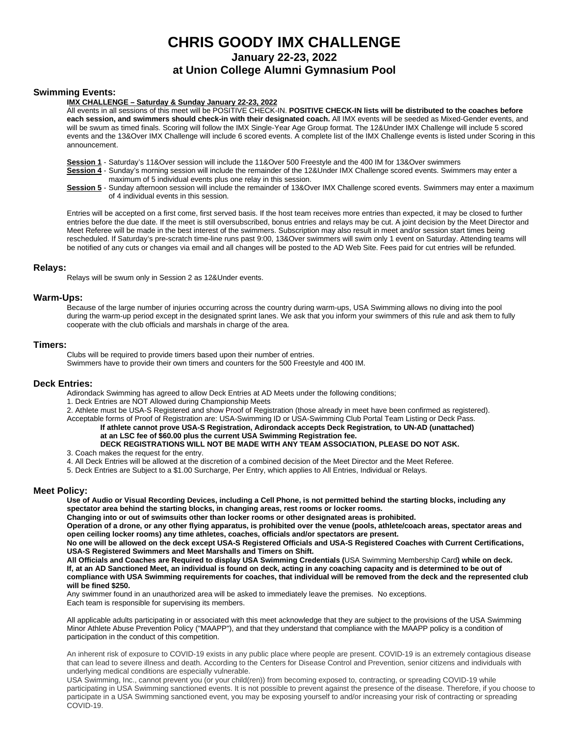# CHRIS GOODY IMX CHALLENGE

## January 22-23, 2022

## at Union College Alumni Gymnasium Pool

### Swimming Events:

**IMX CHALLENGE – Saturday & Sunday January 22-23, 2022**

All events in all sessions of this meet will be POSITIVE CHECK-IN. **POSITIVE CHECK-IN lists will be distributed to the coaches before each session, and swimmers should check-in with their designated coach.** All IMX events will be seeded as Mixed-Gender events, and will be swum as timed finals. Scoring will follow the IMX Single-Year Age Group format. The 12&Under IMX Challenge will include 5 scored events and the 13&Over IMX Challenge will include 6 scored events. A complete list of the IMX Challenge events is listed under Scoring in this announcement.

**Session 1** - Saturday's 11&Over session will include the 11&Over 500 Freestyle and the 400 IM for 13&Over swimmers

**Session 4** - Sunday's morning session will include the remainder of the 12&Under IMX Challenge scored events. Swimmers may enter a maximum of 5 individual events plus one relay in this session.

**Session 5** - Sunday afternoon session will include the remainder of 13&Over IMX Challenge scored events. Swimmers may enter a maximum of 4 individual events in this session.

Entries will be accepted on a first come, first served basis. If the host team receives more entries than expected, it may be closed to further entries before the due date. If the meet is still oversubscribed, bonus entries and relays may be cut. A joint decision by the Meet Director and Meet Referee will be made in the best interest of the swimmers. Subscription may also result in meet and/or session start times being rescheduled. If Saturday's pre-scratch time-line runs past 9:00, 13&Over swimmers will swim only 1 event on Saturday. Attending teams will be notified of any cuts or changes via email and all changes will be posted to the AD Web Site. Fees paid for cut entries will be refunded.

### Relays:

Relays will be swum only in Session 2 as 12&Under events.

### Warm-Ups:

Because of the large number of injuries occurring across the country during warm-ups, USA Swimming allows no diving into the pool during the warm-up period except in the designated sprint lanes. We ask that you inform your swimmers of this rule and ask them to fully cooperate with the club officials and marshals in charge of the area.

### Timers:

Clubs will be required to provide timers based upon their number of entries.
Swimmers have to provide their own timers and counters for the 500 Freestyle and 400 IM.

### Deck Entries:

Adirondack Swimming has agreed to allow Deck Entries at AD Meets under the following conditions;

1. Deck Entries are NOT Allowed during Championship Meets
2. Athlete must be USA-S Registered and show Proof of Registration (those already in meet have been confirmed as registered).
   Acceptable forms of Proof of Registration are: USA-Swimming ID or USA-Swimming Club Portal Team Listing or Deck Pass.
   **If athlete cannot prove USA-S Registration, Adirondack accepts Deck Registration, to UN-AD (unattached) at an LSC fee of $60.00 plus the current USA Swimming Registration fee.**
   **DECK REGISTRATIONS WILL NOT BE MADE WITH ANY TEAM ASSOCIATION, PLEASE DO NOT ASK.**
3. Coach makes the request for the entry.
4. All Deck Entries will be allowed at the discretion of a combined decision of the Meet Director and the Meet Referee.
5. Deck Entries are Subject to a $1.00 Surcharge, Per Entry, which applies to All Entries, Individual or Relays.

### Meet Policy:

**Use of Audio or Visual Recording Devices, including a Cell Phone, is not permitted behind the starting blocks, including any spectator area behind the starting blocks, in changing areas, rest rooms or locker rooms.**
**Changing into or out of swimsuits other than locker rooms or other designated areas is prohibited.**
**Operation of a drone, or any other flying apparatus, is prohibited over the venue (pools, athlete/coach areas, spectator areas and open ceiling locker rooms) any time athletes, coaches, officials and/or spectators are present.**
**No one will be allowed on the deck except USA-S Registered Officials and USA-S Registered Coaches with Current Certifications, USA-S Registered Swimmers and Meet Marshalls and Timers on Shift.**
**All Officials and Coaches are Required to display USA Swimming Credentials (**USA Swimming Membership Card**) while on deck.**
**If, at an AD Sanctioned Meet, an individual is found on deck, acting in any coaching capacity and is determined to be out of compliance with USA Swimming requirements for coaches, that individual will be removed from the deck and the represented club will be fined $250.**
Any swimmer found in an unauthorized area will be asked to immediately leave the premises. No exceptions.
Each team is responsible for supervising its members.

All applicable adults participating in or associated with this meet acknowledge that they are subject to the provisions of the USA Swimming Minor Athlete Abuse Prevention Policy ("MAAPP"), and that they understand that compliance with the MAAPP policy is a condition of participation in the conduct of this competition.

An inherent risk of exposure to COVID-19 exists in any public place where people are present. COVID-19 is an extremely contagious disease that can lead to severe illness and death. According to the Centers for Disease Control and Prevention, senior citizens and individuals with underlying medical conditions are especially vulnerable.
USA Swimming, Inc., cannot prevent you (or your child(ren)) from becoming exposed to, contracting, or spreading COVID-19 while participating in USA Swimming sanctioned events. It is not possible to prevent against the presence of the disease. Therefore, if you choose to participate in a USA Swimming sanctioned event, you may be exposing yourself to and/or increasing your risk of contracting or spreading COVID-19.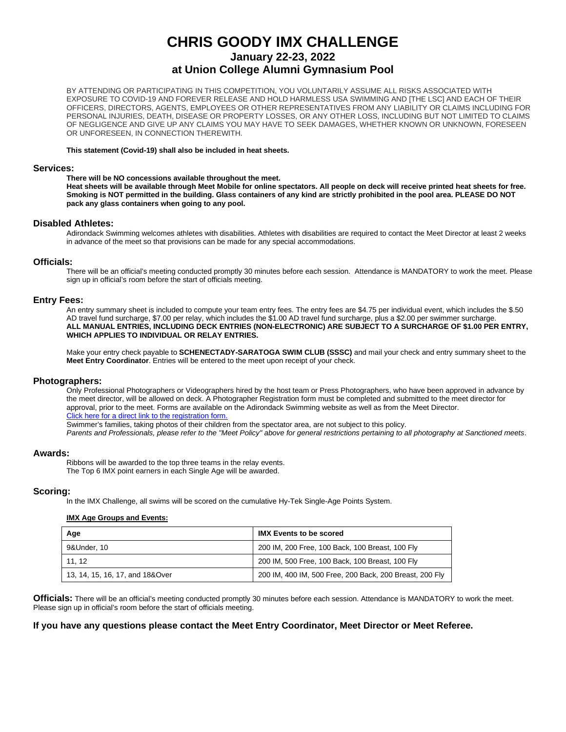# CHRIS GOODY IMX CHALLENGE

## January 22-23, 2022

## at Union College Alumni Gymnasium Pool

BY ATTENDING OR PARTICIPATING IN THIS COMPETITION, YOU VOLUNTARILY ASSUME ALL RISKS ASSOCIATED WITH EXPOSURE TO COVID-19 AND FOREVER RELEASE AND HOLD HARMLESS USA SWIMMING AND [THE LSC] AND EACH OF THEIR OFFICERS, DIRECTORS, AGENTS, EMPLOYEES OR OTHER REPRESENTATIVES FROM ANY LIABILITY OR CLAIMS INCLUDING FOR PERSONAL INJURIES, DEATH, DISEASE OR PROPERTY LOSSES, OR ANY OTHER LOSS, INCLUDING BUT NOT LIMITED TO CLAIMS OF NEGLIGENCE AND GIVE UP ANY CLAIMS YOU MAY HAVE TO SEEK DAMAGES, WHETHER KNOWN OR UNKNOWN, FORESEEN OR UNFORESEEN, IN CONNECTION THEREWITH.

**This statement (Covid-19) shall also be included in heat sheets.**

### Services:

**There will be NO concessions available throughout the meet.**
**Heat sheets will be available through Meet Mobile for online spectators. All people on deck will receive printed heat sheets for free. Smoking is NOT permitted in the building. Glass containers of any kind are strictly prohibited in the pool area. PLEASE DO NOT pack any glass containers when going to any pool.**

### Disabled Athletes:

Adirondack Swimming welcomes athletes with disabilities. Athletes with disabilities are required to contact the Meet Director at least 2 weeks in advance of the meet so that provisions can be made for any special accommodations.

### Officials:

There will be an official's meeting conducted promptly 30 minutes before each session. Attendance is MANDATORY to work the meet. Please sign up in official's room before the start of officials meeting.

### Entry Fees:

An entry summary sheet is included to compute your team entry fees. The entry fees are $4.75 per individual event, which includes the $.50 AD travel fund surcharge, $7.00 per relay, which includes the $1.00 AD travel fund surcharge, plus a $2.00 per swimmer surcharge.
**ALL MANUAL ENTRIES, INCLUDING DECK ENTRIES (NON-ELECTRONIC) ARE SUBJECT TO A SURCHARGE OF $1.00 PER ENTRY, WHICH APPLIES TO INDIVIDUAL OR RELAY ENTRIES.**

Make your entry check payable to **SCHENECTADY-SARATOGA SWIM CLUB (SSSC)** and mail your check and entry summary sheet to the **Meet Entry Coordinator**. Entries will be entered to the meet upon receipt of your check.

### Photographers:

Only Professional Photographers or Videographers hired by the host team or Press Photographers, who have been approved in advance by the meet director, will be allowed on deck. A Photographer Registration form must be completed and submitted to the meet director for approval, prior to the meet. Forms are available on the Adirondack Swimming website as well as from the Meet Director.
Click here for a direct link to the registration form.
Swimmer's families, taking photos of their children from the spectator area, are not subject to this policy.
*Parents and Professionals, please refer to the "Meet Policy" above for general restrictions pertaining to all photography at Sanctioned meets*.

### Awards:

Ribbons will be awarded to the top three teams in the relay events.
The Top 6 IMX point earners in each Single Age will be awarded.

### Scoring:

In the IMX Challenge, all swims will be scored on the cumulative Hy-Tek Single-Age Points System.

**IMX Age Groups and Events:**

| Age | IMX Events to be scored |
|---|---|
| 9&Under, 10 | 200 IM, 200 Free, 100 Back, 100 Breast, 100 Fly |
| 11, 12 | 200 IM, 500 Free, 100 Back, 100 Breast, 100 Fly |
| 13, 14, 15, 16, 17, and 18&Over | 200 IM, 400 IM, 500 Free, 200 Back, 200 Breast, 200 Fly |

**Officials:** There will be an official's meeting conducted promptly 30 minutes before each session. Attendance is MANDATORY to work the meet. Please sign up in official's room before the start of officials meeting.

**If you have any questions please contact the Meet Entry Coordinator, Meet Director or Meet Referee.**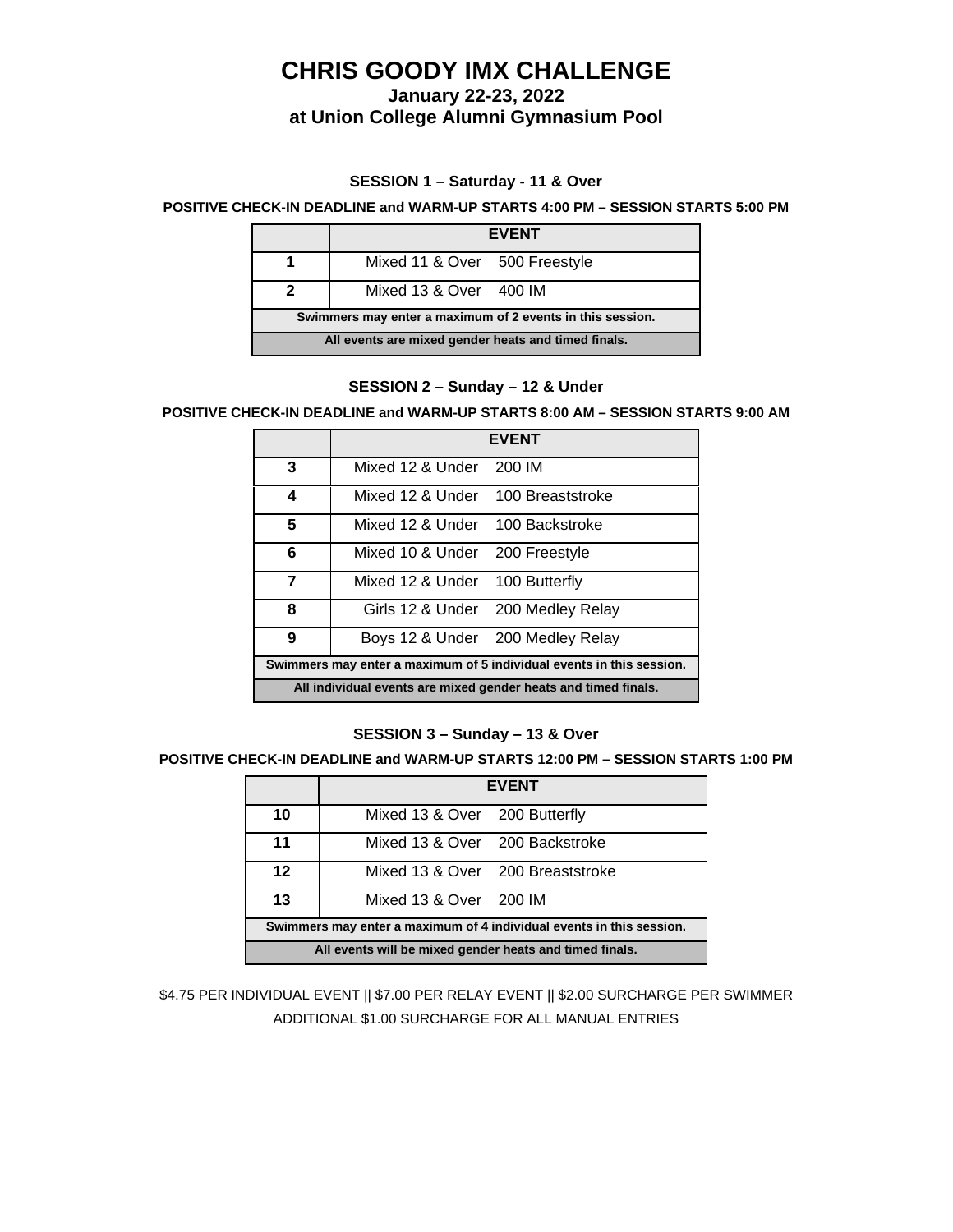# CHRIS GOODY IMX CHALLENGE

### January 22-23, 2022
### at Union College Alumni Gymnasium Pool

#### SESSION 1 – Saturday - 11 & Over

**POSITIVE CHECK-IN DEADLINE and WARM-UP STARTS 4:00 PM – SESSION STARTS 5:00 PM**

| | EVENT |
|---|---|
| **1** | Mixed 11 & Over 500 Freestyle |
| **2** | Mixed 13 & Over 400 IM |
| **Swimmers may enter a maximum of 2 events in this session.** | |
| **All events are mixed gender heats and timed finals.** | |

#### SESSION 2 – Sunday – 12 & Under

**POSITIVE CHECK-IN DEADLINE and WARM-UP STARTS 8:00 AM – SESSION STARTS 9:00 AM**

| | EVENT |
|---|---|
| **3** | Mixed 12 & Under 200 IM |
| **4** | Mixed 12 & Under 100 Breaststroke |
| **5** | Mixed 12 & Under 100 Backstroke |
| **6** | Mixed 10 & Under 200 Freestyle |
| **7** | Mixed 12 & Under 100 Butterfly |
| **8** | Girls 12 & Under 200 Medley Relay |
| **9** | Boys 12 & Under 200 Medley Relay |
| **Swimmers may enter a maximum of 5 individual events in this session.** | |
| **All individual events are mixed gender heats and timed finals.** | |

#### SESSION 3 – Sunday – 13 & Over

**POSITIVE CHECK-IN DEADLINE and WARM-UP STARTS 12:00 PM – SESSION STARTS 1:00 PM**

| | EVENT |
|---|---|
| **10** | Mixed 13 & Over 200 Butterfly |
| **11** | Mixed 13 & Over 200 Backstroke |
| **12** | Mixed 13 & Over 200 Breaststroke |
| **13** | Mixed 13 & Over 200 IM |
| **Swimmers may enter a maximum of 4 individual events in this session.** | |
| **All events will be mixed gender heats and timed finals.** | |

$4.75 PER INDIVIDUAL EVENT || $7.00 PER RELAY EVENT || $2.00 SURCHARGE PER SWIMMER

ADDITIONAL $1.00 SURCHARGE FOR ALL MANUAL ENTRIES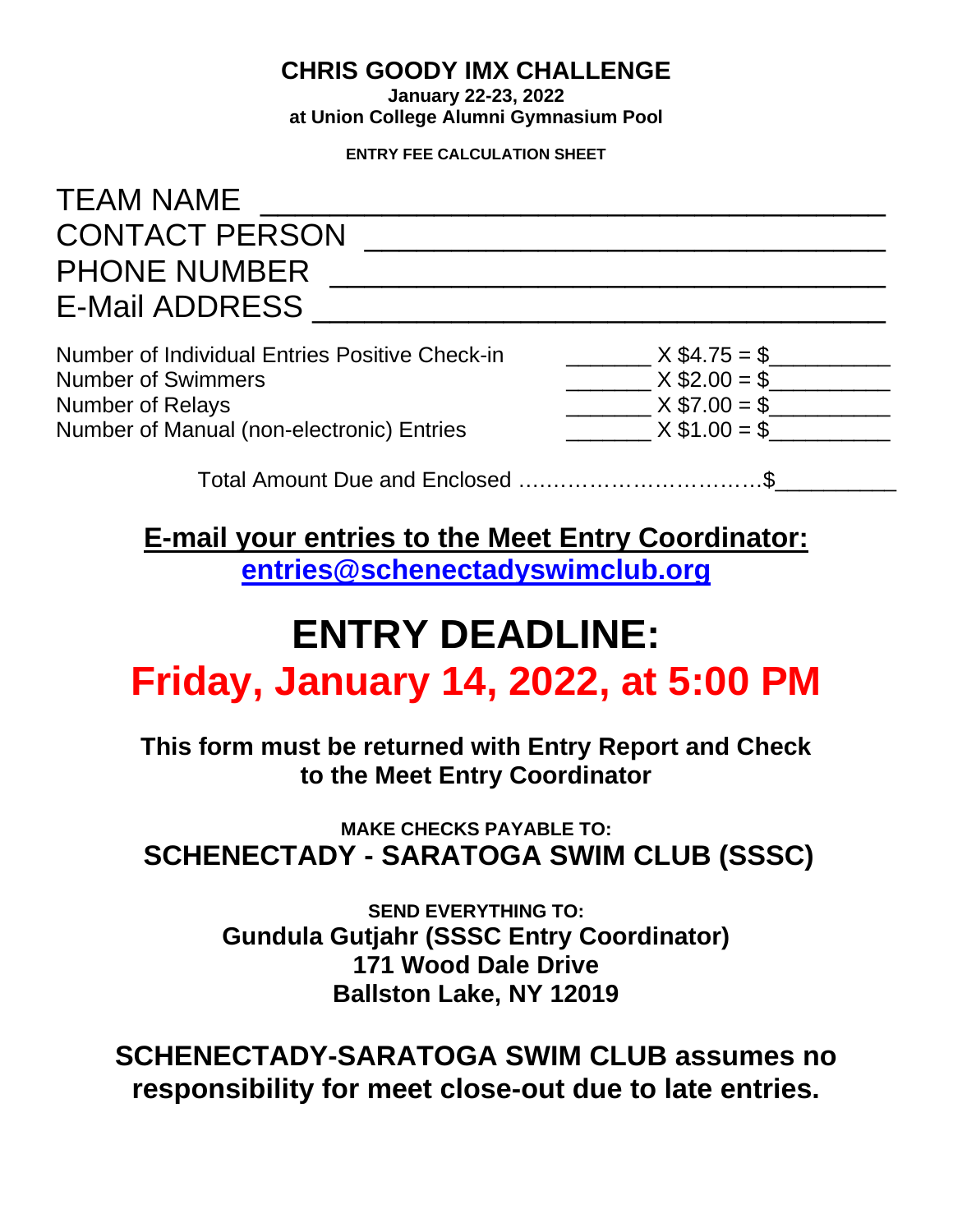# CHRIS GOODY IMX CHALLENGE

**January 22-23, 2022**
**at Union College Alumni Gymnasium Pool**

**ENTRY FEE CALCULATION SHEET**

TEAM NAME ___________________________________

CONTACT PERSON ______________________________

PHONE NUMBER ________________________________

E-Mail ADDRESS _______________________________

| | |
|---|---|
| Number of Individual Entries Positive Check-in | _______ X $4.75 = $_________ |
| Number of Swimmers | _______ X $2.00 = $_________ |
| Number of Relays | _______ X $7.00 = $_________ |
| Number of Manual (non-electronic) Entries | _______ X $1.00 = $_________ |

Total Amount Due and Enclosed …………………………….$_________

**E-mail your entries to the Meet Entry Coordinator:**
**entries@schenectadyswimclub.org**

# ENTRY DEADLINE:
# Friday, January 14, 2022, at 5:00 PM

**This form must be returned with Entry Report and Check to the Meet Entry Coordinator**

**MAKE CHECKS PAYABLE TO:**
**SCHENECTADY - SARATOGA SWIM CLUB (SSSC)**

**SEND EVERYTHING TO:**
**Gundula Gutjahr (SSSC Entry Coordinator)**
**171 Wood Dale Drive**
**Ballston Lake, NY 12019**

**SCHENECTADY-SARATOGA SWIM CLUB assumes no responsibility for meet close-out due to late entries.**